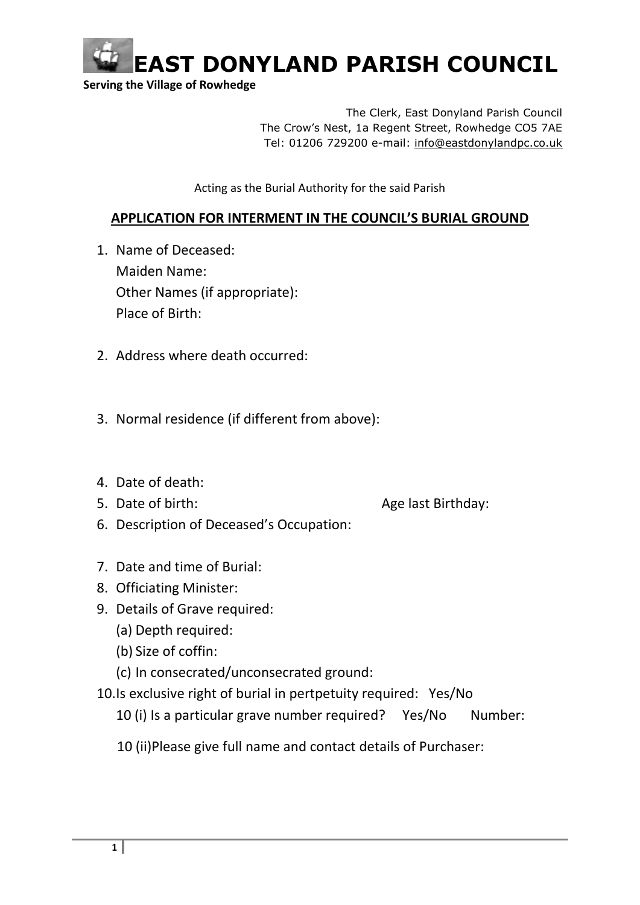# EAST DONYLAND PARISH COUNCIL

**Serving the Village of Rowhedge**

The Clerk, East Donyland Parish Council
The Crow's Nest, 1a Regent Street, Rowhedge CO5 7AE
Tel: 01206 729200 e-mail: info@eastdonylandpc.co.uk

Acting as the Burial Authority for the said Parish

## APPLICATION FOR INTERMENT IN THE COUNCIL'S BURIAL GROUND

1. Name of Deceased:
   Maiden Name:
   Other Names (if appropriate):
   Place of Birth:

2. Address where death occurred:

3. Normal residence (if different from above):

4. Date of death:
5. Date of birth: Age last Birthday:
6. Description of Deceased's Occupation:

7. Date and time of Burial:
8. Officiating Minister:
9. Details of Grave required:
   (a) Depth required:
   (b) Size of coffin:
   (c) In consecrated/unconsecrated ground:
10. Is exclusive right of burial in pertpetuity required: Yes/No
    10 (i) Is a particular grave number required? Yes/No Number:

    10 (ii)Please give full name and contact details of Purchaser: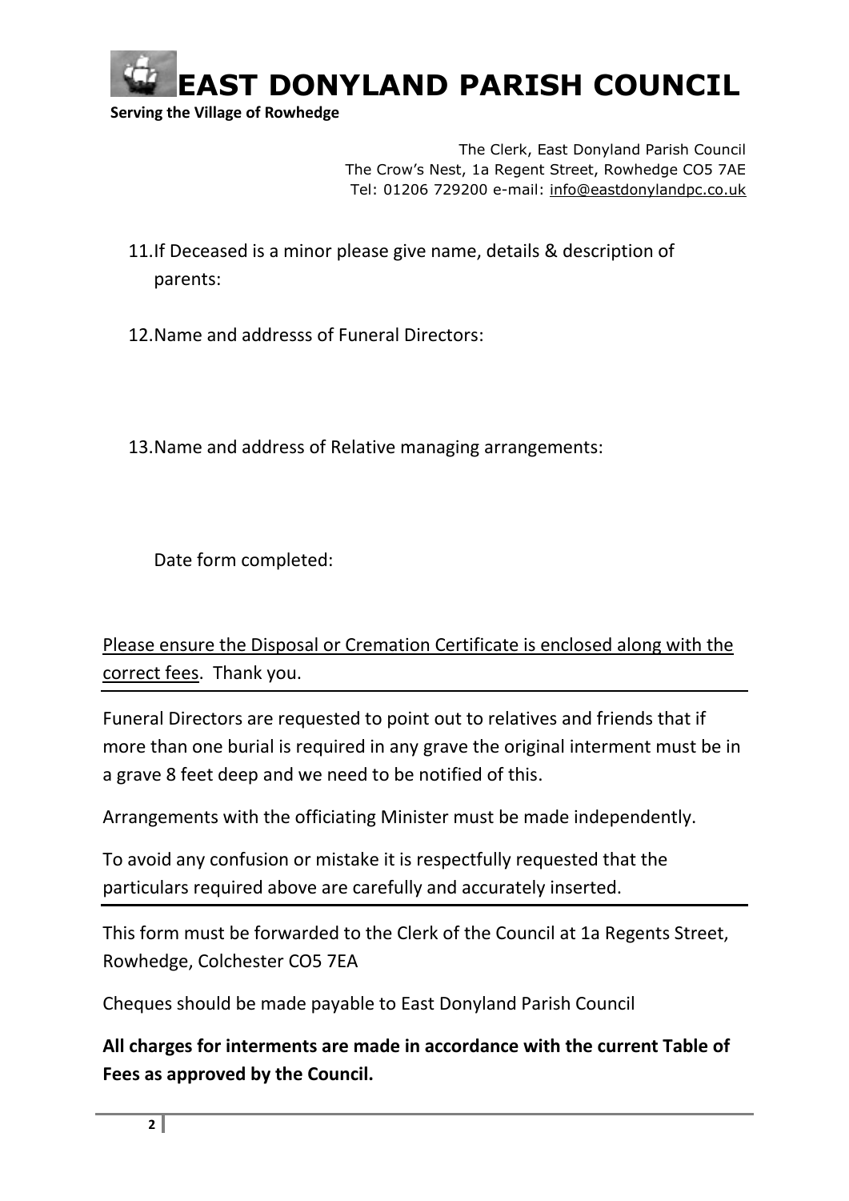# EAST DONYLAND PARISH COUNCIL

**Serving the Village of Rowhedge**

The Clerk, East Donyland Parish Council
The Crow's Nest, 1a Regent Street, Rowhedge CO5 7AE
Tel: 01206 729200 e-mail: info@eastdonylandpc.co.uk

11. If Deceased is a minor please give name, details & description of parents:

12. Name and addresss of Funeral Directors:

13. Name and address of Relative managing arrangements:

Date form completed:

Please ensure the Disposal or Cremation Certificate is enclosed along with the correct fees. Thank you.

---

Funeral Directors are requested to point out to relatives and friends that if more than one burial is required in any grave the original interment must be in a grave 8 feet deep and we need to be notified of this.

Arrangements with the officiating Minister must be made independently.

To avoid any confusion or mistake it is respectfully requested that the particulars required above are carefully and accurately inserted.

---

This form must be forwarded to the Clerk of the Council at 1a Regents Street, Rowhedge, Colchester CO5 7EA

Cheques should be made payable to East Donyland Parish Council

**All charges for interments are made in accordance with the current Table of Fees as approved by the Council.**